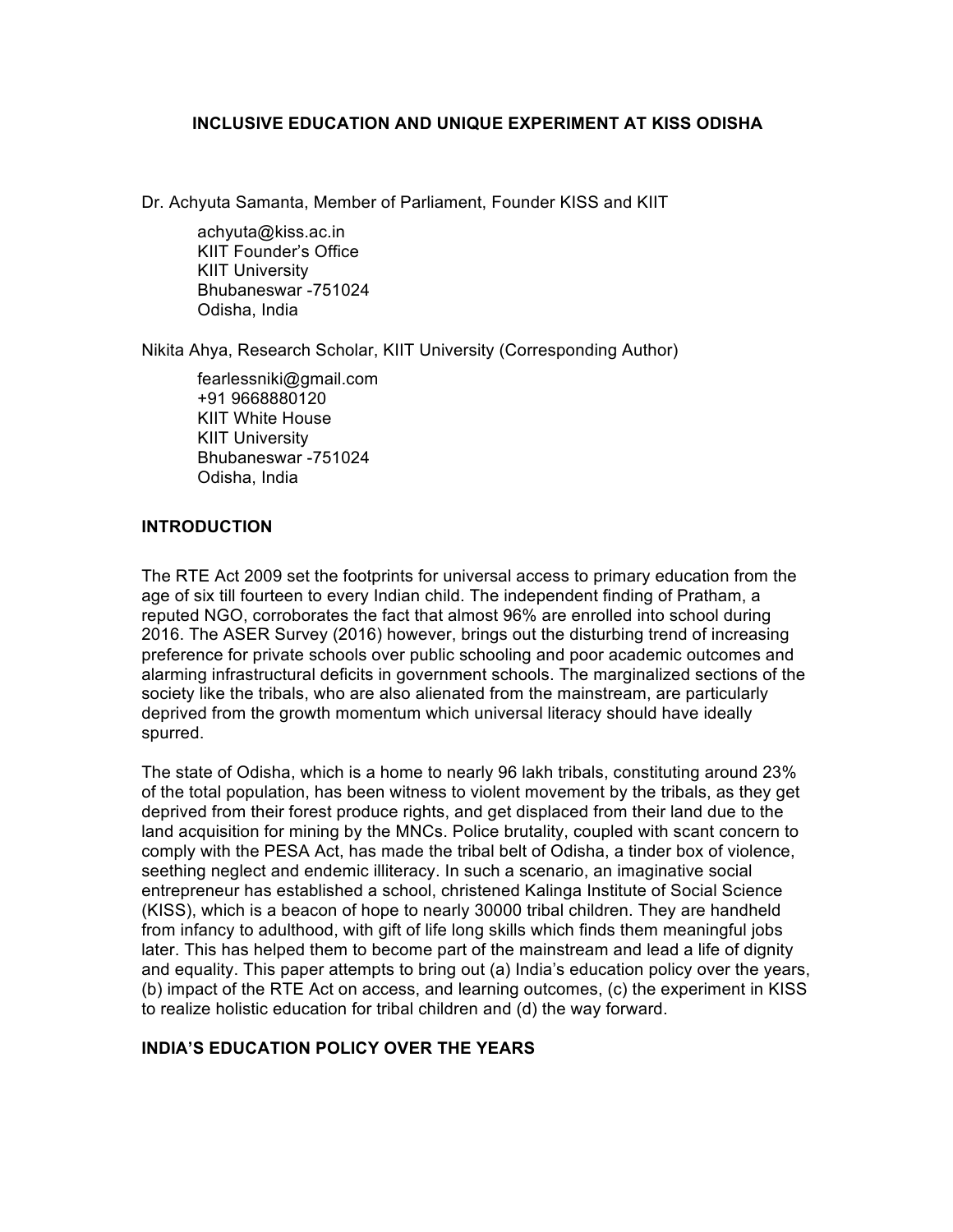# INCLUSIVE EDUCATION AND UNIQUE EXPERIMENT AT KISS ODISHA

Dr. Achyuta Samanta, Member of Parliament, Founder KISS and KIIT

achyuta@kiss.ac.in
KIIT Founder's Office
KIIT University
Bhubaneswar -751024
Odisha, India

Nikita Ahya, Research Scholar, KIIT University (Corresponding Author)

fearlessniki@gmail.com
+91 9668880120
KIIT White House
KIIT University
Bhubaneswar -751024
Odisha, India

## INTRODUCTION

The RTE Act 2009 set the footprints for universal access to primary education from the age of six till fourteen to every Indian child. The independent finding of Pratham, a reputed NGO, corroborates the fact that almost 96% are enrolled into school during 2016. The ASER Survey (2016) however, brings out the disturbing trend of increasing preference for private schools over public schooling and poor academic outcomes and alarming infrastructural deficits in government schools. The marginalized sections of the society like the tribals, who are also alienated from the mainstream, are particularly deprived from the growth momentum which universal literacy should have ideally spurred.

The state of Odisha, which is a home to nearly 96 lakh tribals, constituting around 23% of the total population, has been witness to violent movement by the tribals, as they get deprived from their forest produce rights, and get displaced from their land due to the land acquisition for mining by the MNCs. Police brutality, coupled with scant concern to comply with the PESA Act, has made the tribal belt of Odisha, a tinder box of violence, seething neglect and endemic illiteracy. In such a scenario, an imaginative social entrepreneur has established a school, christened Kalinga Institute of Social Science (KISS), which is a beacon of hope to nearly 30000 tribal children. They are handheld from infancy to adulthood, with gift of life long skills which finds them meaningful jobs later. This has helped them to become part of the mainstream and lead a life of dignity and equality. This paper attempts to bring out (a) India's education policy over the years, (b) impact of the RTE Act on access, and learning outcomes, (c) the experiment in KISS to realize holistic education for tribal children and (d) the way forward.

## INDIA'S EDUCATION POLICY OVER THE YEARS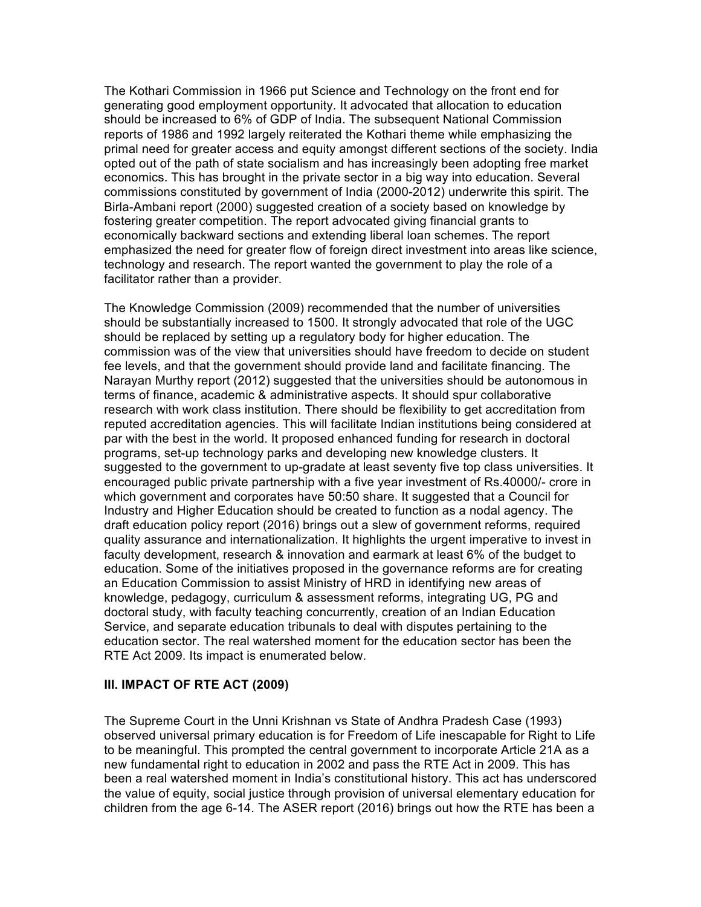The Kothari Commission in 1966 put Science and Technology on the front end for generating good employment opportunity. It advocated that allocation to education should be increased to 6% of GDP of India. The subsequent National Commission reports of 1986 and 1992 largely reiterated the Kothari theme while emphasizing the primal need for greater access and equity amongst different sections of the society. India opted out of the path of state socialism and has increasingly been adopting free market economics. This has brought in the private sector in a big way into education. Several commissions constituted by government of India (2000-2012) underwrite this spirit. The Birla-Ambani report (2000) suggested creation of a society based on knowledge by fostering greater competition. The report advocated giving financial grants to economically backward sections and extending liberal loan schemes. The report emphasized the need for greater flow of foreign direct investment into areas like science, technology and research. The report wanted the government to play the role of a facilitator rather than a provider.

The Knowledge Commission (2009) recommended that the number of universities should be substantially increased to 1500. It strongly advocated that role of the UGC should be replaced by setting up a regulatory body for higher education. The commission was of the view that universities should have freedom to decide on student fee levels, and that the government should provide land and facilitate financing. The Narayan Murthy report (2012) suggested that the universities should be autonomous in terms of finance, academic & administrative aspects. It should spur collaborative research with work class institution. There should be flexibility to get accreditation from reputed accreditation agencies. This will facilitate Indian institutions being considered at par with the best in the world. It proposed enhanced funding for research in doctoral programs, set-up technology parks and developing new knowledge clusters. It suggested to the government to up-gradate at least seventy five top class universities. It encouraged public private partnership with a five year investment of Rs.40000/- crore in which government and corporates have 50:50 share. It suggested that a Council for Industry and Higher Education should be created to function as a nodal agency. The draft education policy report (2016) brings out a slew of government reforms, required quality assurance and internationalization. It highlights the urgent imperative to invest in faculty development, research & innovation and earmark at least 6% of the budget to education. Some of the initiatives proposed in the governance reforms are for creating an Education Commission to assist Ministry of HRD in identifying new areas of knowledge, pedagogy, curriculum & assessment reforms, integrating UG, PG and doctoral study, with faculty teaching concurrently, creation of an Indian Education Service, and separate education tribunals to deal with disputes pertaining to the education sector. The real watershed moment for the education sector has been the RTE Act 2009. Its impact is enumerated below.

## III. IMPACT OF RTE ACT (2009)

The Supreme Court in the Unni Krishnan vs State of Andhra Pradesh Case (1993) observed universal primary education is for Freedom of Life inescapable for Right to Life to be meaningful. This prompted the central government to incorporate Article 21A as a new fundamental right to education in 2002 and pass the RTE Act in 2009. This has been a real watershed moment in India's constitutional history. This act has underscored the value of equity, social justice through provision of universal elementary education for children from the age 6-14. The ASER report (2016) brings out how the RTE has been a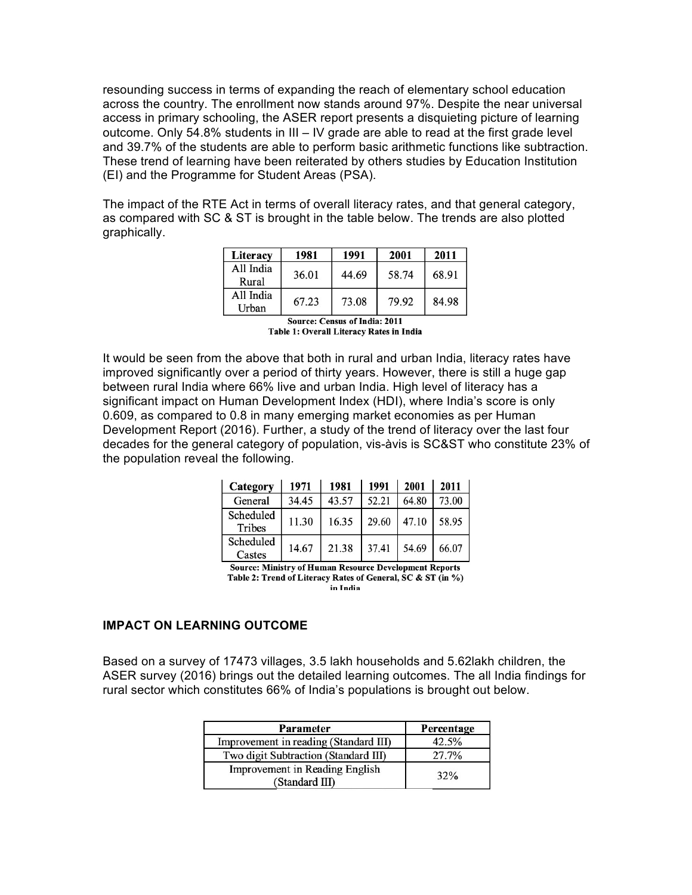resounding success in terms of expanding the reach of elementary school education across the country. The enrollment now stands around 97%. Despite the near universal access in primary schooling, the ASER report presents a disquieting picture of learning outcome. Only 54.8% students in III – IV grade are able to read at the first grade level and 39.7% of the students are able to perform basic arithmetic functions like subtraction. These trend of learning have been reiterated by others studies by Education Institution (EI) and the Programme for Student Areas (PSA).

The impact of the RTE Act in terms of overall literacy rates, and that general category, as compared with SC & ST is brought in the table below. The trends are also plotted graphically.

| Literacy | 1981 | 1991 | 2001 | 2011 |
|---|---|---|---|---|
| All India Rural | 36.01 | 44.69 | 58.74 | 68.91 |
| All India Urban | 67.23 | 73.08 | 79.92 | 84.98 |

**Source: Census of India: 2011**
**Table 1: Overall Literacy Rates in India**

It would be seen from the above that both in rural and urban India, literacy rates have improved significantly over a period of thirty years. However, there is still a huge gap between rural India where 66% live and urban India. High level of literacy has a significant impact on Human Development Index (HDI), where India's score is only 0.609, as compared to 0.8 in many emerging market economies as per Human Development Report (2016). Further, a study of the trend of literacy over the last four decades for the general category of population, vis-àvis is SC&ST who constitute 23% of the population reveal the following.

| Category | 1971 | 1981 | 1991 | 2001 | 2011 |
|---|---|---|---|---|---|
| General | 34.45 | 43.57 | 52.21 | 64.80 | 73.00 |
| Scheduled Tribes | 11.30 | 16.35 | 29.60 | 47.10 | 58.95 |
| Scheduled Castes | 14.67 | 21.38 | 37.41 | 54.69 | 66.07 |

**Source: Ministry of Human Resource Development Reports**
**Table 2: Trend of Literacy Rates of General, SC & ST (in %) in India**

## IMPACT ON LEARNING OUTCOME

Based on a survey of 17473 villages, 3.5 lakh households and 5.62lakh children, the ASER survey (2016) brings out the detailed learning outcomes. The all India findings for rural sector which constitutes 66% of India's populations is brought out below.

| Parameter | Percentage |
|---|---|
| Improvement in reading (Standard III) | 42.5% |
| Two digit Subtraction (Standard III) | 27.7% |
| Improvement in Reading English (Standard III) | 32% |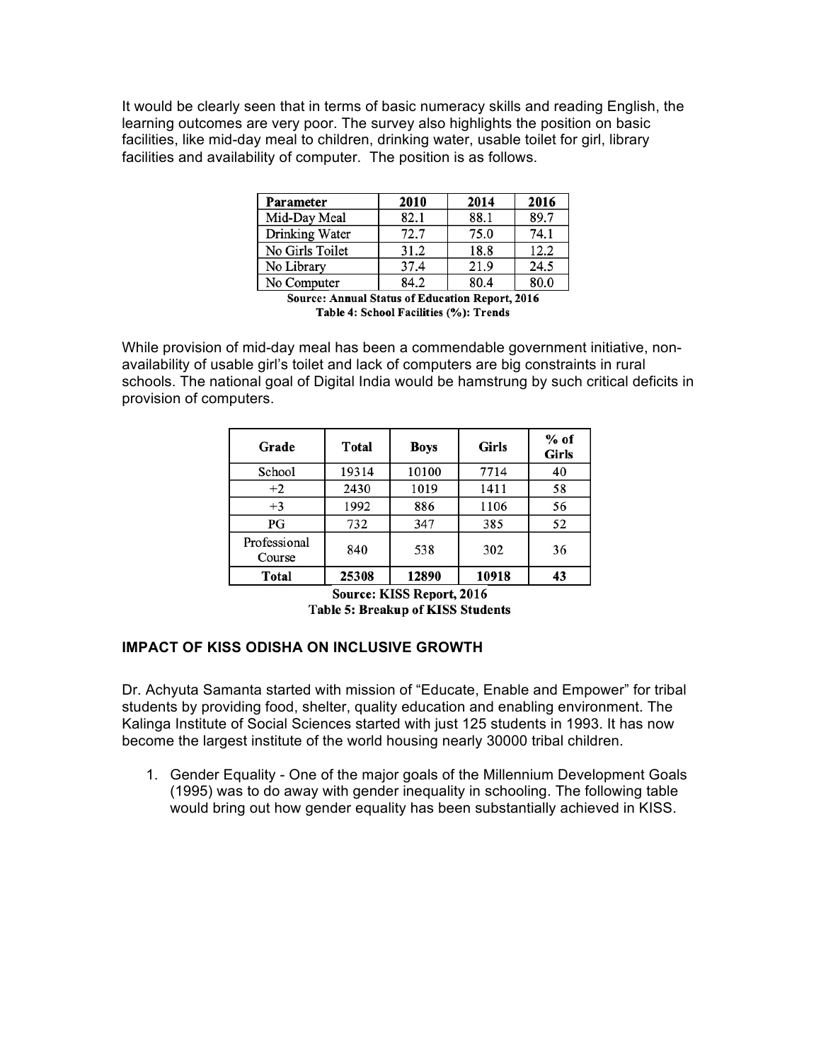It would be clearly seen that in terms of basic numeracy skills and reading English, the learning outcomes are very poor. The survey also highlights the position on basic facilities, like mid-day meal to children, drinking water, usable toilet for girl, library facilities and availability of computer. The position is as follows.

| Parameter | 2010 | 2014 | 2016 |
|---|---|---|---|
| Mid-Day Meal | 82.1 | 88.1 | 89.7 |
| Drinking Water | 72.7 | 75.0 | 74.1 |
| No Girls Toilet | 31.2 | 18.8 | 12.2 |
| No Library | 37.4 | 21.9 | 24.5 |
| No Computer | 84.2 | 80.4 | 80.0 |

**Source: Annual Status of Education Report, 2016**

**Table 4: School Facilities (%): Trends**

While provision of mid-day meal has been a commendable government initiative, non-availability of usable girl's toilet and lack of computers are big constraints in rural schools. The national goal of Digital India would be hamstrung by such critical deficits in provision of computers.

| Grade | Total | Boys | Girls | % of Girls |
|---|---|---|---|---|
| School | 19314 | 10100 | 7714 | 40 |
| +2 | 2430 | 1019 | 1411 | 58 |
| +3 | 1992 | 886 | 1106 | 56 |
| PG | 732 | 347 | 385 | 52 |
| Professional Course | 840 | 538 | 302 | 36 |
| **Total** | **25308** | **12890** | **10918** | **43** |

**Source: KISS Report, 2016**

**Table 5: Breakup of KISS Students**

**IMPACT OF KISS ODISHA ON INCLUSIVE GROWTH**

Dr. Achyuta Samanta started with mission of "Educate, Enable and Empower" for tribal students by providing food, shelter, quality education and enabling environment. The Kalinga Institute of Social Sciences started with just 125 students in 1993. It has now become the largest institute of the world housing nearly 30000 tribal children.

1. Gender Equality - One of the major goals of the Millennium Development Goals (1995) was to do away with gender inequality in schooling. The following table would bring out how gender equality has been substantially achieved in KISS.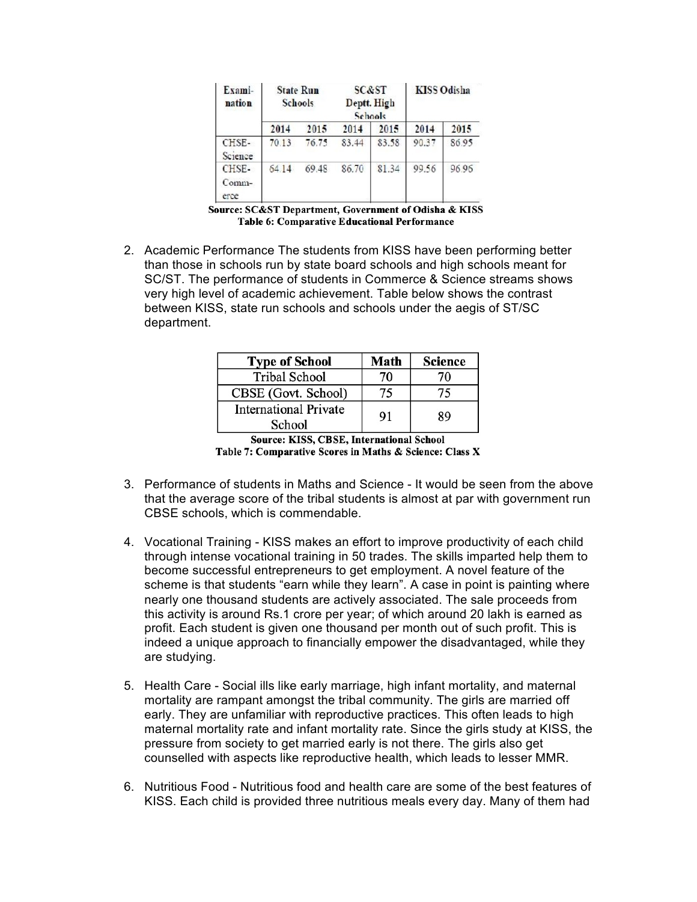| Examination | State Run Schools | | SC&ST Deptt. High Schools | | KISS Odisha | |
|---|---|---|---|---|---|---|
| | 2014 | 2015 | 2014 | 2015 | 2014 | 2015 |
| CHSE-Science | 70.13 | 76.75 | 83.44 | 83.58 | 90.37 | 86.95 |
| CHSE-Commerce | 64.14 | 69.48 | 86.70 | 81.34 | 99.56 | 96.96 |

**Source: SC&ST Department, Government of Odisha & KISS**
**Table 6: Comparative Educational Performance**

2. Academic Performance The students from KISS have been performing better than those in schools run by state board schools and high schools meant for SC/ST. The performance of students in Commerce & Science streams shows very high level of academic achievement. Table below shows the contrast between KISS, state run schools and schools under the aegis of ST/SC department.

| Type of School | Math | Science |
|---|---|---|
| Tribal School | 70 | 70 |
| CBSE (Govt. School) | 75 | 75 |
| International Private School | 91 | 89 |

**Source: KISS, CBSE, International School**
**Table 7: Comparative Scores in Maths & Science: Class X**

3. Performance of students in Maths and Science - It would be seen from the above that the average score of the tribal students is almost at par with government run CBSE schools, which is commendable.

4. Vocational Training - KISS makes an effort to improve productivity of each child through intense vocational training in 50 trades. The skills imparted help them to become successful entrepreneurs to get employment. A novel feature of the scheme is that students "earn while they learn". A case in point is painting where nearly one thousand students are actively associated. The sale proceeds from this activity is around Rs.1 crore per year; of which around 20 lakh is earned as profit. Each student is given one thousand per month out of such profit. This is indeed a unique approach to financially empower the disadvantaged, while they are studying.

5. Health Care - Social ills like early marriage, high infant mortality, and maternal mortality are rampant amongst the tribal community. The girls are married off early. They are unfamiliar with reproductive practices. This often leads to high maternal mortality rate and infant mortality rate. Since the girls study at KISS, the pressure from society to get married early is not there. The girls also get counselled with aspects like reproductive health, which leads to lesser MMR.

6. Nutritious Food - Nutritious food and health care are some of the best features of KISS. Each child is provided three nutritious meals every day. Many of them had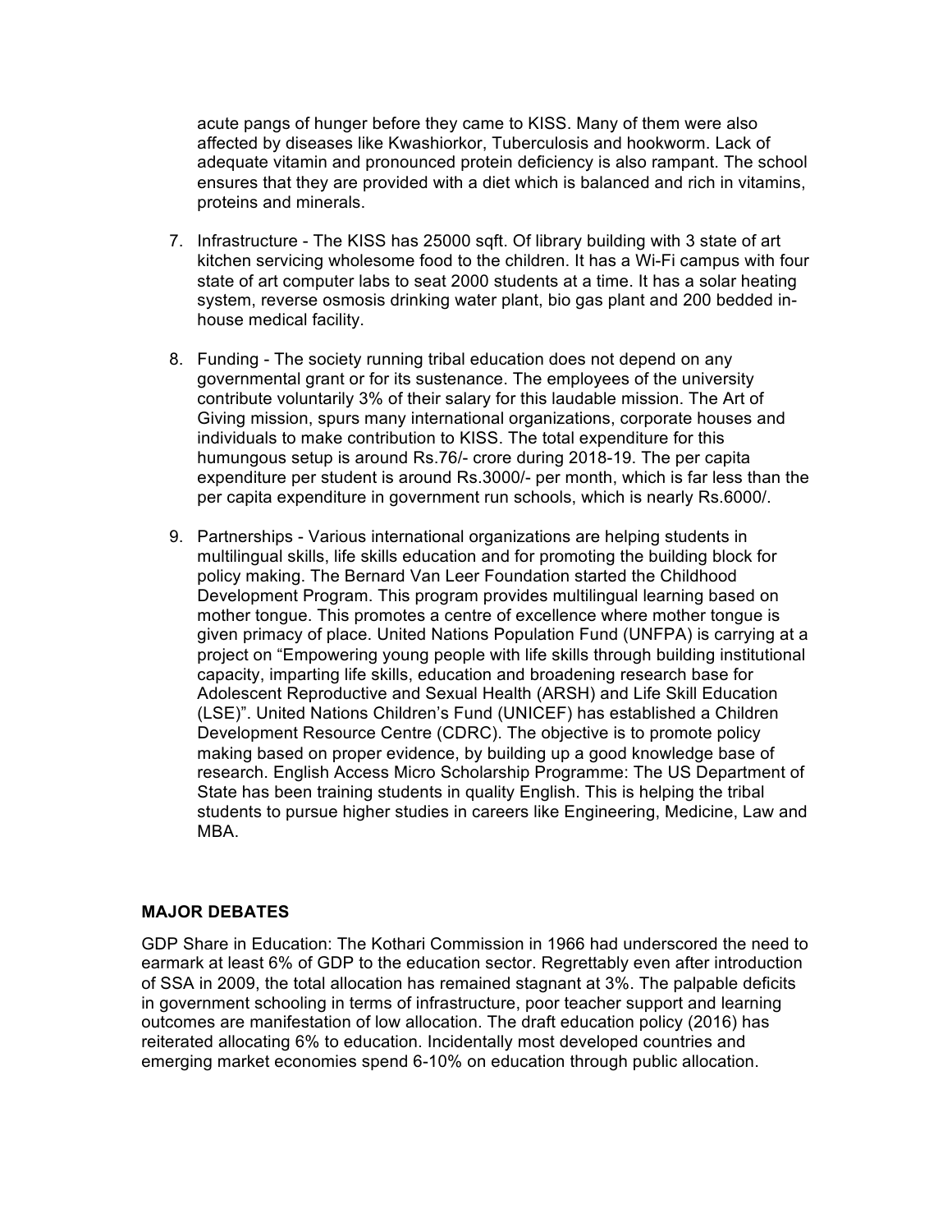acute pangs of hunger before they came to KISS. Many of them were also affected by diseases like Kwashiorkor, Tuberculosis and hookworm. Lack of adequate vitamin and pronounced protein deficiency is also rampant. The school ensures that they are provided with a diet which is balanced and rich in vitamins, proteins and minerals.

7. Infrastructure - The KISS has 25000 sqft. Of library building with 3 state of art kitchen servicing wholesome food to the children. It has a Wi-Fi campus with four state of art computer labs to seat 2000 students at a time. It has a solar heating system, reverse osmosis drinking water plant, bio gas plant and 200 bedded in-house medical facility.

8. Funding - The society running tribal education does not depend on any governmental grant or for its sustenance. The employees of the university contribute voluntarily 3% of their salary for this laudable mission. The Art of Giving mission, spurs many international organizations, corporate houses and individuals to make contribution to KISS. The total expenditure for this humungous setup is around Rs.76/- crore during 2018-19. The per capita expenditure per student is around Rs.3000/- per month, which is far less than the per capita expenditure in government run schools, which is nearly Rs.6000/.

9. Partnerships - Various international organizations are helping students in multilingual skills, life skills education and for promoting the building block for policy making. The Bernard Van Leer Foundation started the Childhood Development Program. This program provides multilingual learning based on mother tongue. This promotes a centre of excellence where mother tongue is given primacy of place. United Nations Population Fund (UNFPA) is carrying at a project on "Empowering young people with life skills through building institutional capacity, imparting life skills, education and broadening research base for Adolescent Reproductive and Sexual Health (ARSH) and Life Skill Education (LSE)". United Nations Children's Fund (UNICEF) has established a Children Development Resource Centre (CDRC). The objective is to promote policy making based on proper evidence, by building up a good knowledge base of research. English Access Micro Scholarship Programme: The US Department of State has been training students in quality English. This is helping the tribal students to pursue higher studies in careers like Engineering, Medicine, Law and MBA.

**MAJOR DEBATES**

GDP Share in Education: The Kothari Commission in 1966 had underscored the need to earmark at least 6% of GDP to the education sector. Regrettably even after introduction of SSA in 2009, the total allocation has remained stagnant at 3%. The palpable deficits in government schooling in terms of infrastructure, poor teacher support and learning outcomes are manifestation of low allocation. The draft education policy (2016) has reiterated allocating 6% to education. Incidentally most developed countries and emerging market economies spend 6-10% on education through public allocation.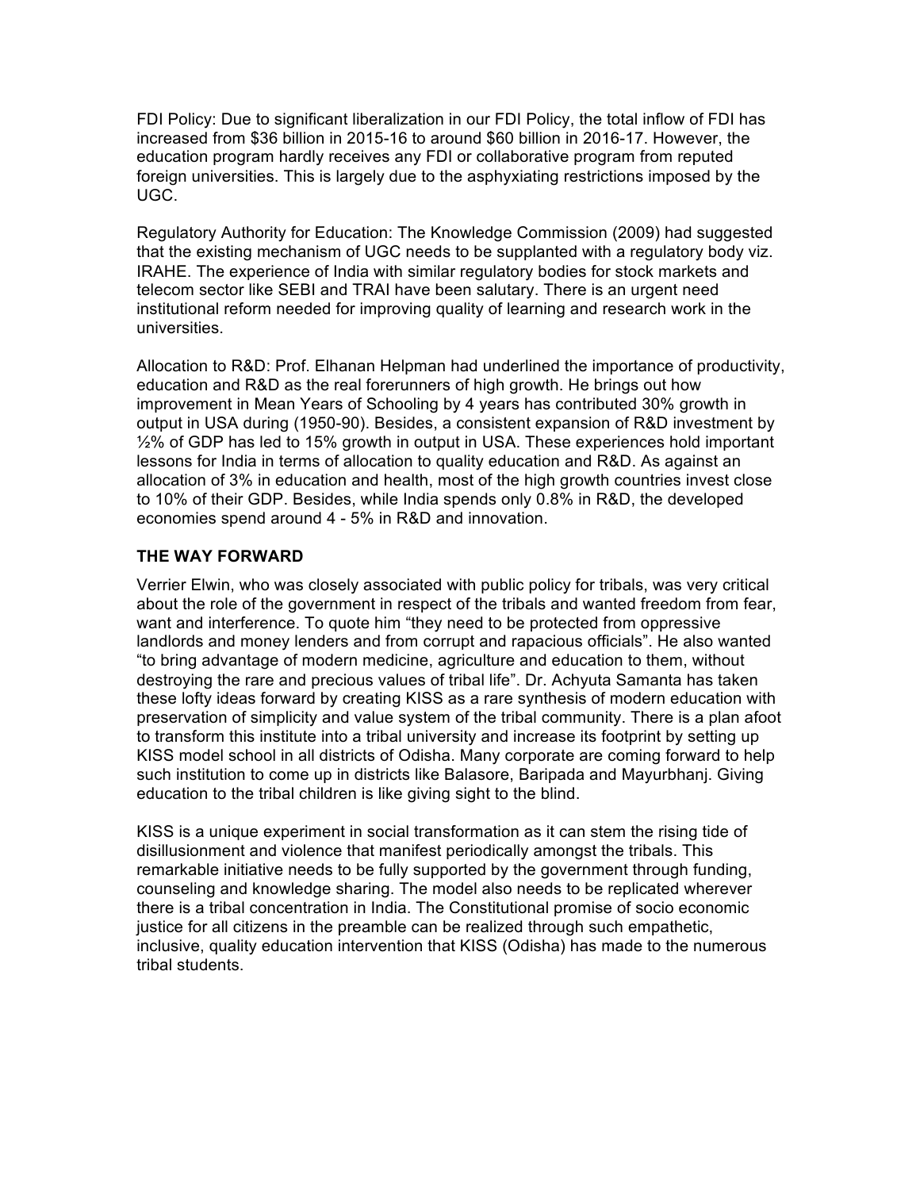FDI Policy: Due to significant liberalization in our FDI Policy, the total inflow of FDI has increased from $36 billion in 2015-16 to around $60 billion in 2016-17. However, the education program hardly receives any FDI or collaborative program from reputed foreign universities. This is largely due to the asphyxiating restrictions imposed by the UGC.

Regulatory Authority for Education: The Knowledge Commission (2009) had suggested that the existing mechanism of UGC needs to be supplanted with a regulatory body viz. IRAHE. The experience of India with similar regulatory bodies for stock markets and telecom sector like SEBI and TRAI have been salutary. There is an urgent need institutional reform needed for improving quality of learning and research work in the universities.

Allocation to R&D: Prof. Elhanan Helpman had underlined the importance of productivity, education and R&D as the real forerunners of high growth. He brings out how improvement in Mean Years of Schooling by 4 years has contributed 30% growth in output in USA during (1950-90). Besides, a consistent expansion of R&D investment by ½% of GDP has led to 15% growth in output in USA. These experiences hold important lessons for India in terms of allocation to quality education and R&D. As against an allocation of 3% in education and health, most of the high growth countries invest close to 10% of their GDP. Besides, while India spends only 0.8% in R&D, the developed economies spend around 4 - 5% in R&D and innovation.

### THE WAY FORWARD

Verrier Elwin, who was closely associated with public policy for tribals, was very critical about the role of the government in respect of the tribals and wanted freedom from fear, want and interference. To quote him "they need to be protected from oppressive landlords and money lenders and from corrupt and rapacious officials". He also wanted "to bring advantage of modern medicine, agriculture and education to them, without destroying the rare and precious values of tribal life". Dr. Achyuta Samanta has taken these lofty ideas forward by creating KISS as a rare synthesis of modern education with preservation of simplicity and value system of the tribal community. There is a plan afoot to transform this institute into a tribal university and increase its footprint by setting up KISS model school in all districts of Odisha. Many corporate are coming forward to help such institution to come up in districts like Balasore, Baripada and Mayurbhanj. Giving education to the tribal children is like giving sight to the blind.

KISS is a unique experiment in social transformation as it can stem the rising tide of disillusionment and violence that manifest periodically amongst the tribals. This remarkable initiative needs to be fully supported by the government through funding, counseling and knowledge sharing. The model also needs to be replicated wherever there is a tribal concentration in India. The Constitutional promise of socio economic justice for all citizens in the preamble can be realized through such empathetic, inclusive, quality education intervention that KISS (Odisha) has made to the numerous tribal students.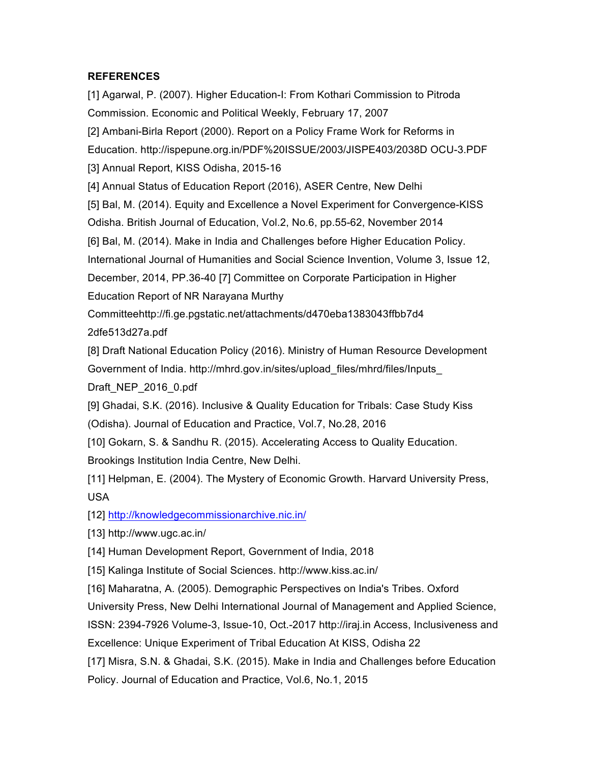**REFERENCES**

[1] Agarwal, P. (2007). Higher Education-I: From Kothari Commission to Pitroda Commission. Economic and Political Weekly, February 17, 2007

[2] Ambani-Birla Report (2000). Report on a Policy Frame Work for Reforms in Education. http://ispepune.org.in/PDF%20ISSUE/2003/JISPE403/2038D OCU-3.PDF

[3] Annual Report, KISS Odisha, 2015-16

[4] Annual Status of Education Report (2016), ASER Centre, New Delhi

[5] Bal, M. (2014). Equity and Excellence a Novel Experiment for Convergence-KISS Odisha. British Journal of Education, Vol.2, No.6, pp.55-62, November 2014

[6] Bal, M. (2014). Make in India and Challenges before Higher Education Policy. International Journal of Humanities and Social Science Invention, Volume 3, Issue 12, December, 2014, PP.36-40 [7] Committee on Corporate Participation in Higher Education Report of NR Narayana Murthy Committeehttp://fi.ge.pgstatic.net/attachments/d470eba1383043ffbb7d4 2dfe513d27a.pdf

[8] Draft National Education Policy (2016). Ministry of Human Resource Development Government of India. http://mhrd.gov.in/sites/upload_files/mhrd/files/Inputs_ Draft_NEP_2016_0.pdf

[9] Ghadai, S.K. (2016). Inclusive & Quality Education for Tribals: Case Study Kiss (Odisha). Journal of Education and Practice, Vol.7, No.28, 2016

[10] Gokarn, S. & Sandhu R. (2015). Accelerating Access to Quality Education. Brookings Institution India Centre, New Delhi.

[11] Helpman, E. (2004). The Mystery of Economic Growth. Harvard University Press, USA

[12] http://knowledgecommissionarchive.nic.in/

[13] http://www.ugc.ac.in/

[14] Human Development Report, Government of India, 2018

[15] Kalinga Institute of Social Sciences. http://www.kiss.ac.in/

[16] Maharatna, A. (2005). Demographic Perspectives on India's Tribes. Oxford University Press, New Delhi International Journal of Management and Applied Science, ISSN: 2394-7926 Volume-3, Issue-10, Oct.-2017 http://iraj.in Access, Inclusiveness and Excellence: Unique Experiment of Tribal Education At KISS, Odisha 22

[17] Misra, S.N. & Ghadai, S.K. (2015). Make in India and Challenges before Education Policy. Journal of Education and Practice, Vol.6, No.1, 2015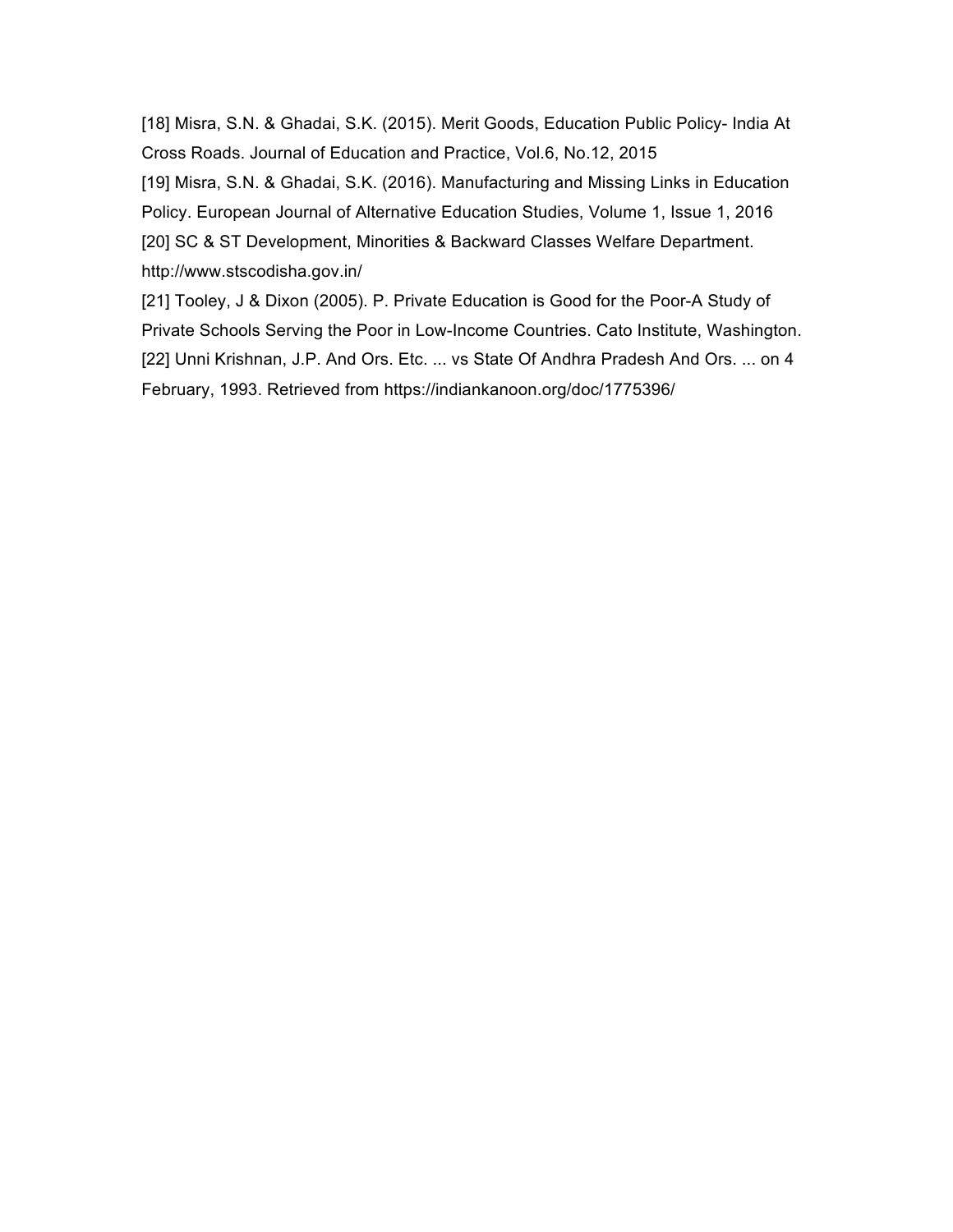[18] Misra, S.N. & Ghadai, S.K. (2015). Merit Goods, Education Public Policy- India At Cross Roads. Journal of Education and Practice, Vol.6, No.12, 2015

[19] Misra, S.N. & Ghadai, S.K. (2016). Manufacturing and Missing Links in Education Policy. European Journal of Alternative Education Studies, Volume 1, Issue 1, 2016

[20] SC & ST Development, Minorities & Backward Classes Welfare Department. http://www.stscodisha.gov.in/

[21] Tooley, J & Dixon (2005). P. Private Education is Good for the Poor-A Study of Private Schools Serving the Poor in Low-Income Countries. Cato Institute, Washington.

[22] Unni Krishnan, J.P. And Ors. Etc. ... vs State Of Andhra Pradesh And Ors. ... on 4 February, 1993. Retrieved from https://indiankanoon.org/doc/1775396/